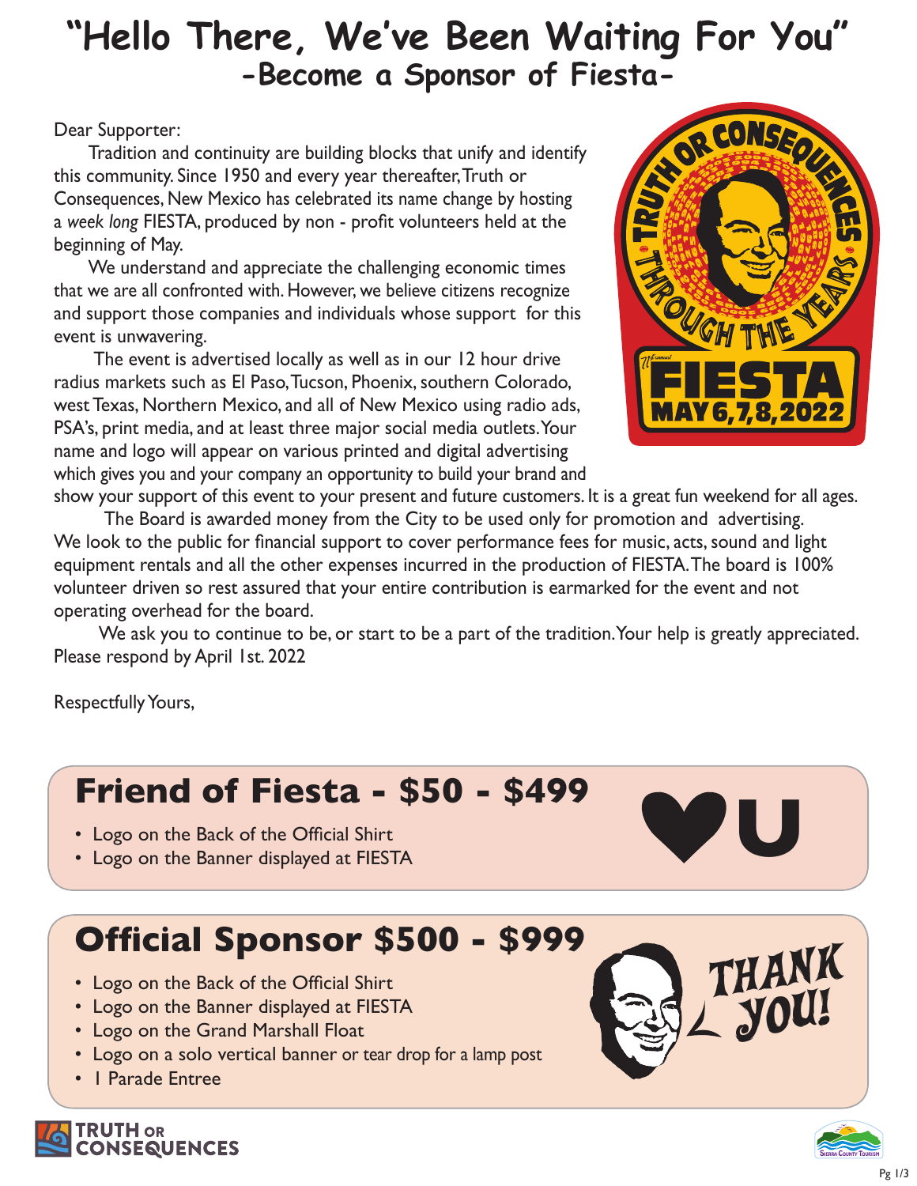# "Hello There, We've Been Waiting For You"

## -Become a Sponsor of Fiesta-

Dear Supporter:

Tradition and continuity are building blocks that unify and identify this community. Since 1950 and every year thereafter, Truth or Consequences, New Mexico has celebrated its name change by hosting a *week long* FIESTA, produced by non - profit volunteers held at the beginning of May.

We understand and appreciate the challenging economic times that we are all confronted with. However, we believe citizens recognize and support those companies and individuals whose support for this event is unwavering.

The event is advertised locally as well as in our 12 hour drive radius markets such as El Paso, Tucson, Phoenix, southern Colorado, west Texas, Northern Mexico, and all of New Mexico using radio ads, PSA's, print media, and at least three major social media outlets. Your name and logo will appear on various printed and digital advertising which gives you and your company an opportunity to build your brand and show your support of this event to your present and future customers. It is a great fun weekend for all ages.

The Board is awarded money from the City to be used only for promotion and advertising. We look to the public for financial support to cover performance fees for music, acts, sound and light equipment rentals and all the other expenses incurred in the production of FIESTA. The board is 100% volunteer driven so rest assured that your entire contribution is earmarked for the event and not operating overhead for the board.

We ask you to continue to be, or start to be a part of the tradition. Your help is greatly appreciated. Please respond by April 1st. 2022

Respectfully Yours,

## Friend of Fiesta - $50 - $499

- Logo on the Back of the Official Shirt
- Logo on the Banner displayed at FIESTA

## Official Sponsor $500 - $999

- Logo on the Back of the Official Shirt
- Logo on the Banner displayed at FIESTA
- Logo on the Grand Marshall Float
- Logo on a solo vertical banner or tear drop for a lamp post
- 1 Parade Entree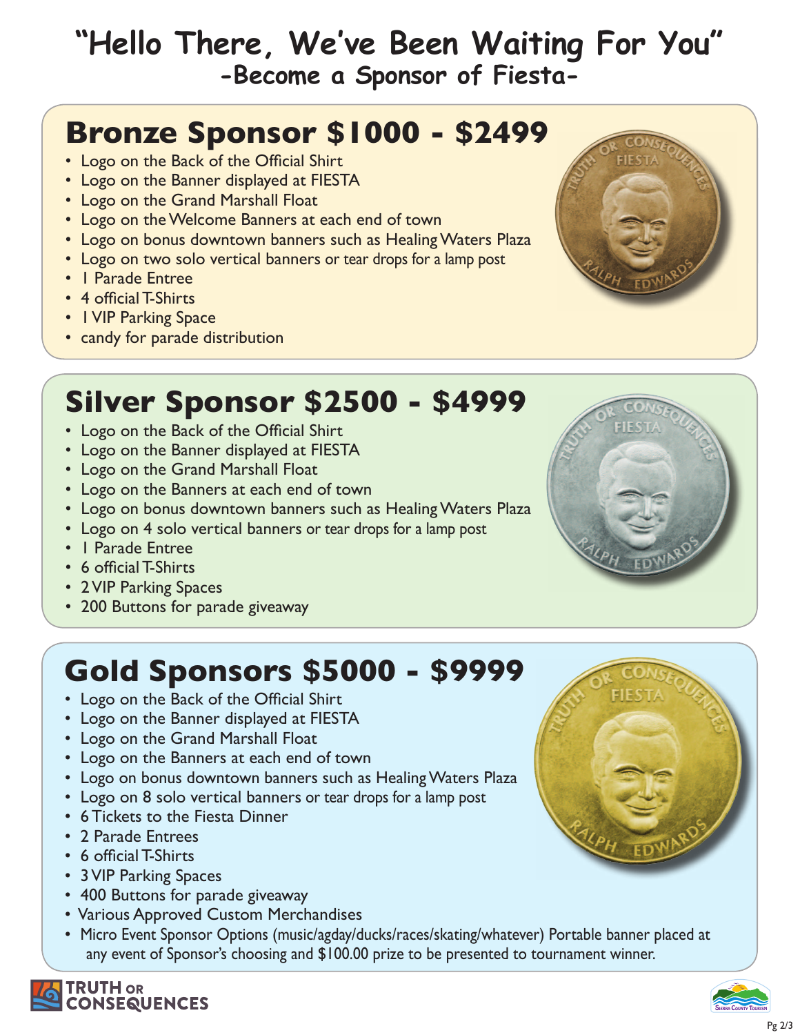# "Hello There, We've Been Waiting For You"

## -Become a Sponsor of Fiesta-

## Bronze Sponsor $1000 - $2499

- Logo on the Back of the Official Shirt
- Logo on the Banner displayed at FIESTA
- Logo on the Grand Marshall Float
- Logo on the Welcome Banners at each end of town
- Logo on bonus downtown banners such as Healing Waters Plaza
- Logo on two solo vertical banners or tear drops for a lamp post
- 1 Parade Entree
- 4 official T-Shirts
- 1 VIP Parking Space
- candy for parade distribution

## Silver Sponsor $2500 - $4999

- Logo on the Back of the Official Shirt
- Logo on the Banner displayed at FIESTA
- Logo on the Grand Marshall Float
- Logo on the Banners at each end of town
- Logo on bonus downtown banners such as Healing Waters Plaza
- Logo on 4 solo vertical banners or tear drops for a lamp post
- 1 Parade Entree
- 6 official T-Shirts
- 2 VIP Parking Spaces
- 200 Buttons for parade giveaway

## Gold Sponsors $5000 - $9999

- Logo on the Back of the Official Shirt
- Logo on the Banner displayed at FIESTA
- Logo on the Grand Marshall Float
- Logo on the Banners at each end of town
- Logo on bonus downtown banners such as Healing Waters Plaza
- Logo on 8 solo vertical banners or tear drops for a lamp post
- 6 Tickets to the Fiesta Dinner
- 2 Parade Entrees
- 6 official T-Shirts
- 3 VIP Parking Spaces
- 400 Buttons for parade giveaway
- Various Approved Custom Merchandises
- Micro Event Sponsor Options (music/agday/ducks/races/skating/whatever) Portable banner placed at any event of Sponsor's choosing and $100.00 prize to be presented to tournament winner.

TRUTH OR CONSEQUENCES

Sierra County Tourism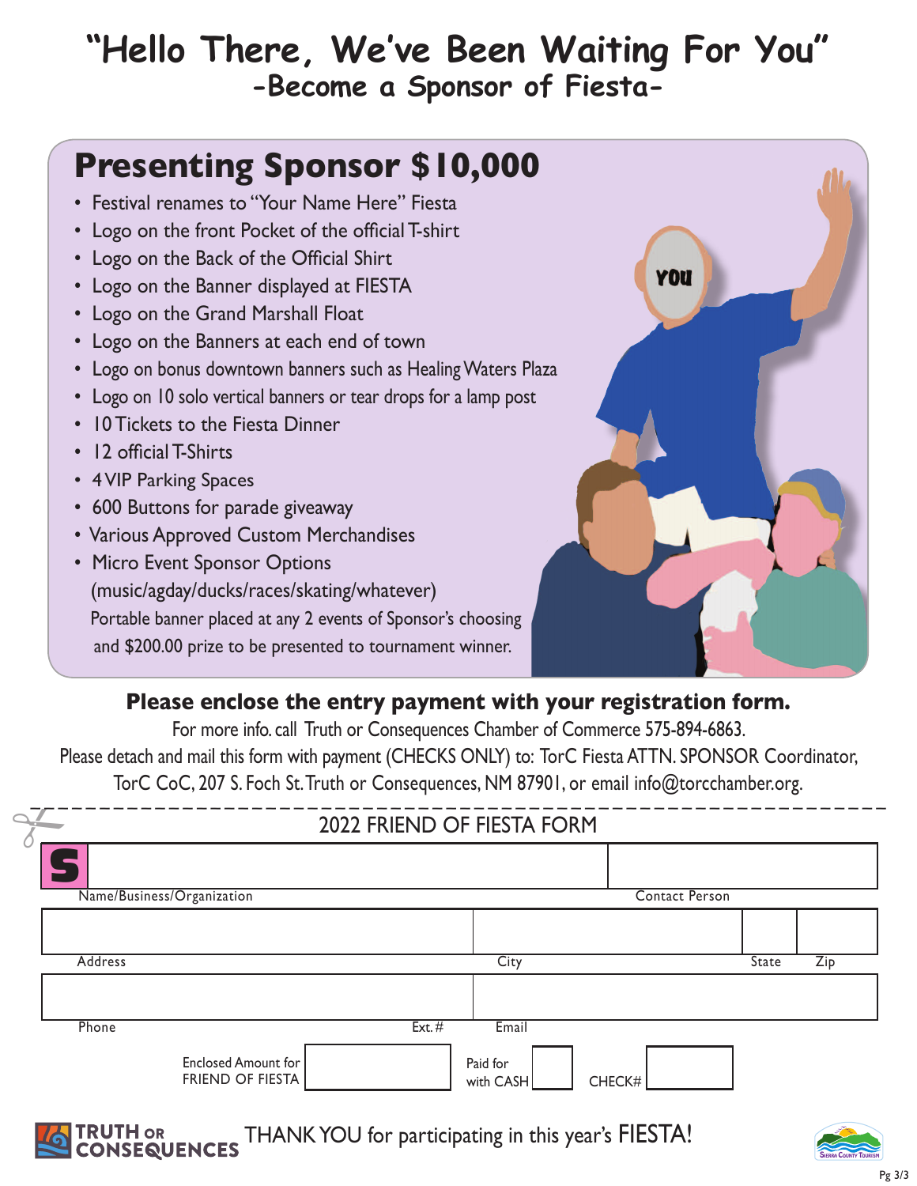# "Hello There, We've Been Waiting For You"

## -Become a Sponsor of Fiesta-

## Presenting Sponsor $10,000

- Festival renames to "Your Name Here" Fiesta
- Logo on the front Pocket of the official T-shirt
- Logo on the Back of the Official Shirt
- Logo on the Banner displayed at FIESTA
- Logo on the Grand Marshall Float
- Logo on the Banners at each end of town
- Logo on bonus downtown banners such as Healing Waters Plaza
- Logo on 10 solo vertical banners or tear drops for a lamp post
- 10 Tickets to the Fiesta Dinner
- 12 official T-Shirts
- 4 VIP Parking Spaces
- 600 Buttons for parade giveaway
- Various Approved Custom Merchandises
- Micro Event Sponsor Options (music/agday/ducks/races/skating/whatever)
  Portable banner placed at any 2 events of Sponsor's choosing and $200.00 prize to be presented to tournament winner.

**Please enclose the entry payment with your registration form.**

For more info. call Truth or Consequences Chamber of Commerce 575-894-6863.
Please detach and mail this form with payment (CHECKS ONLY) to: TorC Fiesta ATTN. SPONSOR Coordinator, TorC CoC, 207 S. Foch St. Truth or Consequences, NM 87901, or email info@torcchamber.org.

## 2022 FRIEND OF FIESTA FORM

S

Name/Business/Organization ______________________ Contact Person ______________________

Address ______________________ City ______________________ State ______ Zip ______

Phone ______________________ Ext.# ______ Email ______________________

Enclosed Amount for FRIEND OF FIESTA ______ Paid for with CASH ______ CHECK# ______

TRUTH OR CONSEQUENCES

THANK YOU for participating in this year's FIESTA!

Sierra County Tourism